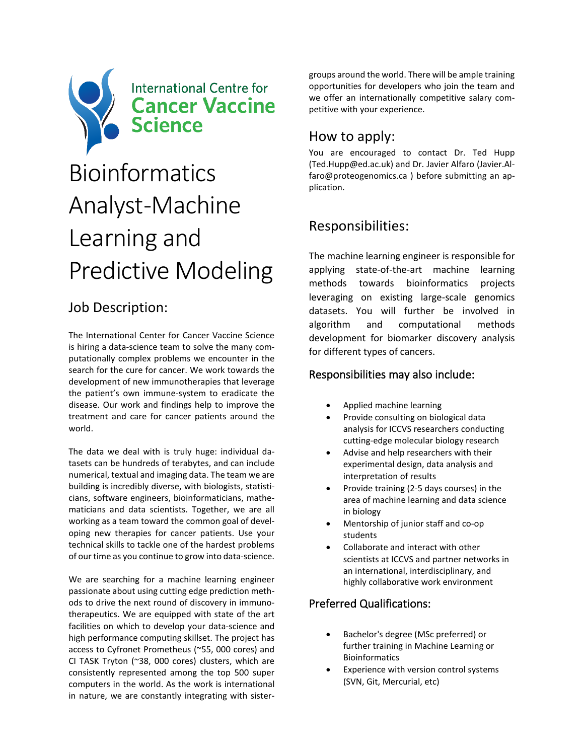International Centre for
**Cancer Vaccine Science**

# Bioinformatics Analyst-Machine Learning and Predictive Modeling

## Job Description:

The International Center for Cancer Vaccine Science is hiring a data-science team to solve the many computationally complex problems we encounter in the search for the cure for cancer. We work towards the development of new immunotherapies that leverage the patient's own immune-system to eradicate the disease. Our work and findings help to improve the treatment and care for cancer patients around the world.

The data we deal with is truly huge: individual datasets can be hundreds of terabytes, and can include numerical, textual and imaging data. The team we are building is incredibly diverse, with biologists, statisticians, software engineers, bioinformaticians, mathematicians and data scientists. Together, we are all working as a team toward the common goal of developing new therapies for cancer patients. Use your technical skills to tackle one of the hardest problems of our time as you continue to grow into data-science.

We are searching for a machine learning engineer passionate about using cutting edge prediction methods to drive the next round of discovery in immunotherapeutics. We are equipped with state of the art facilities on which to develop your data-science and high performance computing skillset. The project has access to Cyfronet Prometheus (~55, 000 cores) and CI TASK Tryton (~38, 000 cores) clusters, which are consistently represented among the top 500 super computers in the world. As the work is international in nature, we are constantly integrating with sister-groups around the world. There will be ample training opportunities for developers who join the team and we offer an internationally competitive salary competitive with your experience.

## How to apply:

You are encouraged to contact Dr. Ted Hupp (Ted.Hupp@ed.ac.uk) and Dr. Javier Alfaro (Javier.Alfaro@proteogenomics.ca ) before submitting an application.

## Responsibilities:

The machine learning engineer is responsible for applying state-of-the-art machine learning methods towards bioinformatics projects leveraging on existing large-scale genomics datasets. You will further be involved in algorithm and computational methods development for biomarker discovery analysis for different types of cancers.

### Responsibilities may also include:

- Applied machine learning
- Provide consulting on biological data analysis for ICCVS researchers conducting cutting-edge molecular biology research
- Advise and help researchers with their experimental design, data analysis and interpretation of results
- Provide training (2-5 days courses) in the area of machine learning and data science in biology
- Mentorship of junior staff and co-op students
- Collaborate and interact with other scientists at ICCVS and partner networks in an international, interdisciplinary, and highly collaborative work environment

### Preferred Qualifications:

- Bachelor's degree (MSc preferred) or further training in Machine Learning or Bioinformatics
- Experience with version control systems (SVN, Git, Mercurial, etc)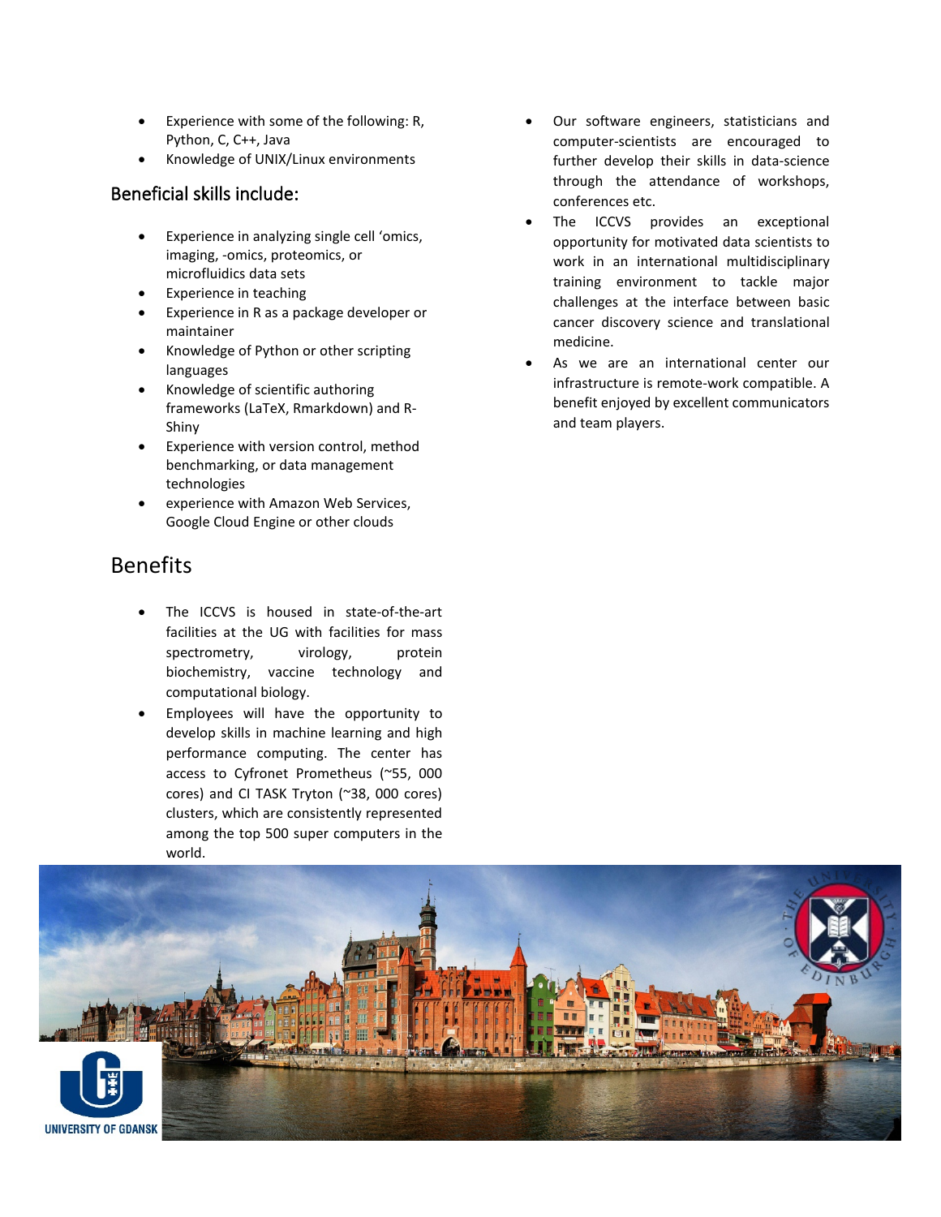- Experience with some of the following: R, Python, C, C++, Java
- Knowledge of UNIX/Linux environments

### Beneficial skills include:

- Experience in analyzing single cell 'omics, imaging, -omics, proteomics, or microfluidics data sets
- Experience in teaching
- Experience in R as a package developer or maintainer
- Knowledge of Python or other scripting languages
- Knowledge of scientific authoring frameworks (LaTeX, Rmarkdown) and R-Shiny
- Experience with version control, method benchmarking, or data management technologies
- experience with Amazon Web Services, Google Cloud Engine or other clouds

## Benefits

- The ICCVS is housed in state-of-the-art facilities at the UG with facilities for mass spectrometry, virology, protein biochemistry, vaccine technology and computational biology.
- Employees will have the opportunity to develop skills in machine learning and high performance computing. The center has access to Cyfronet Prometheus (~55, 000 cores) and CI TASK Tryton (~38, 000 cores) clusters, which are consistently represented among the top 500 super computers in the world.
- Our software engineers, statisticians and computer-scientists are encouraged to further develop their skills in data-science through the attendance of workshops, conferences etc.
- The ICCVS provides an exceptional opportunity for motivated data scientists to work in an international multidisciplinary training environment to tackle major challenges at the interface between basic cancer discovery science and translational medicine.
- As we are an international center our infrastructure is remote-work compatible. A benefit enjoyed by excellent communicators and team players.

UNIVERSITY OF GDANSK

THE UNIVERSITY OF EDINBURGH